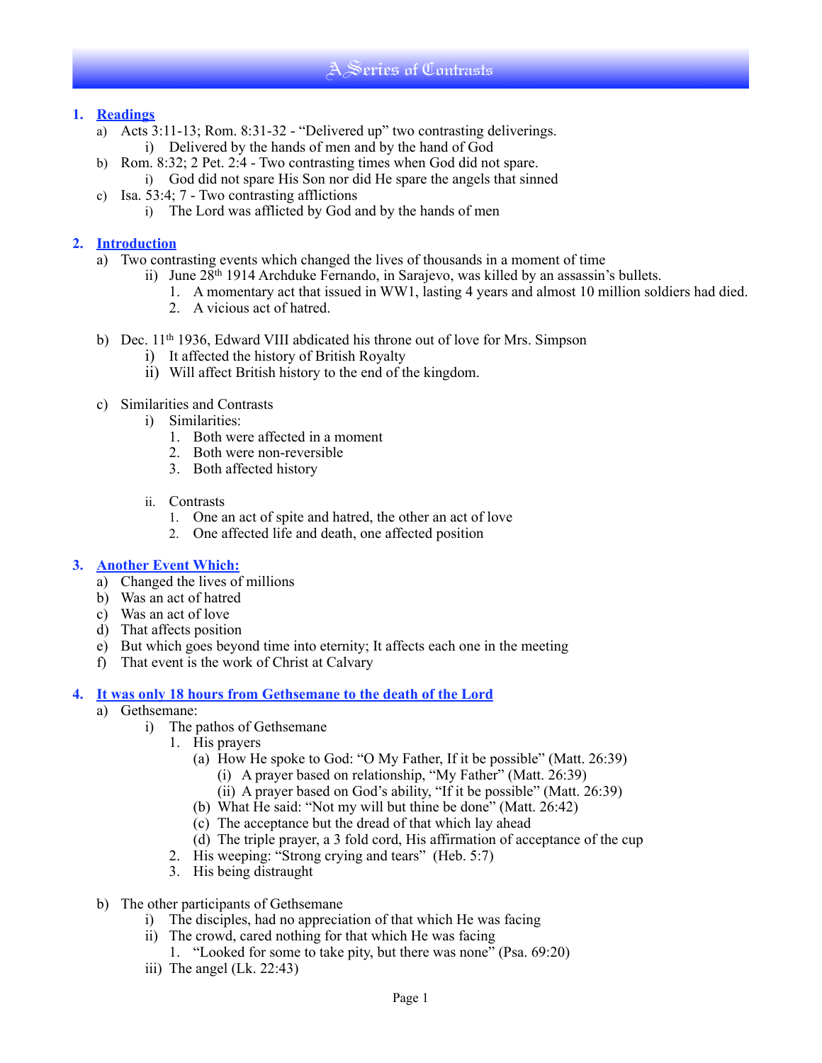# A Series of Contrasts

1. **Readings**
   a) Acts 3:11-13; Rom. 8:31-32 - "Delivered up" two contrasting deliverings.
      i) Delivered by the hands of men and by the hand of God
   b) Rom. 8:32; 2 Pet. 2:4 - Two contrasting times when God did not spare.
      i) God did not spare His Son nor did He spare the angels that sinned
   c) Isa. 53:4; 7 - Two contrasting afflictions
      i) The Lord was afflicted by God and by the hands of men

2. **Introduction**
   a) Two contrasting events which changed the lives of thousands in a moment of time
      ii) June 28th 1914 Archduke Fernando, in Sarajevo, was killed by an assassin's bullets.
         1. A momentary act that issued in WW1, lasting 4 years and almost 10 million soldiers had died.
         2. A vicious act of hatred.

   b) Dec. 11th 1936, Edward VIII abdicated his throne out of love for Mrs. Simpson
      i) It affected the history of British Royalty
      ii) Will affect British history to the end of the kingdom.

   c) Similarities and Contrasts
      i) Similarities:
         1. Both were affected in a moment
         2. Both were non-reversible
         3. Both affected history

      ii. Contrasts
         1. One an act of spite and hatred, the other an act of love
         2. One affected life and death, one affected position

3. **Another Event Which:**
   a) Changed the lives of millions
   b) Was an act of hatred
   c) Was an act of love
   d) That affects position
   e) But which goes beyond time into eternity; It affects each one in the meeting
   f) That event is the work of Christ at Calvary

4. **It was only 18 hours from Gethsemane to the death of the Lord**
   a) Gethsemane:
      i) The pathos of Gethsemane
         1. His prayers
            (a) How He spoke to God: "O My Father, If it be possible" (Matt. 26:39)
               (i) A prayer based on relationship, "My Father" (Matt. 26:39)
               (ii) A prayer based on God's ability, "If it be possible" (Matt. 26:39)
            (b) What He said: "Not my will but thine be done" (Matt. 26:42)
            (c) The acceptance but the dread of that which lay ahead
            (d) The triple prayer, a 3 fold cord, His affirmation of acceptance of the cup
         2. His weeping: "Strong crying and tears" (Heb. 5:7)
         3. His being distraught

   b) The other participants of Gethsemane
      i) The disciples, had no appreciation of that which He was facing
      ii) The crowd, cared nothing for that which He was facing
         1. "Looked for some to take pity, but there was none" (Psa. 69:20)
      iii) The angel (Lk. 22:43)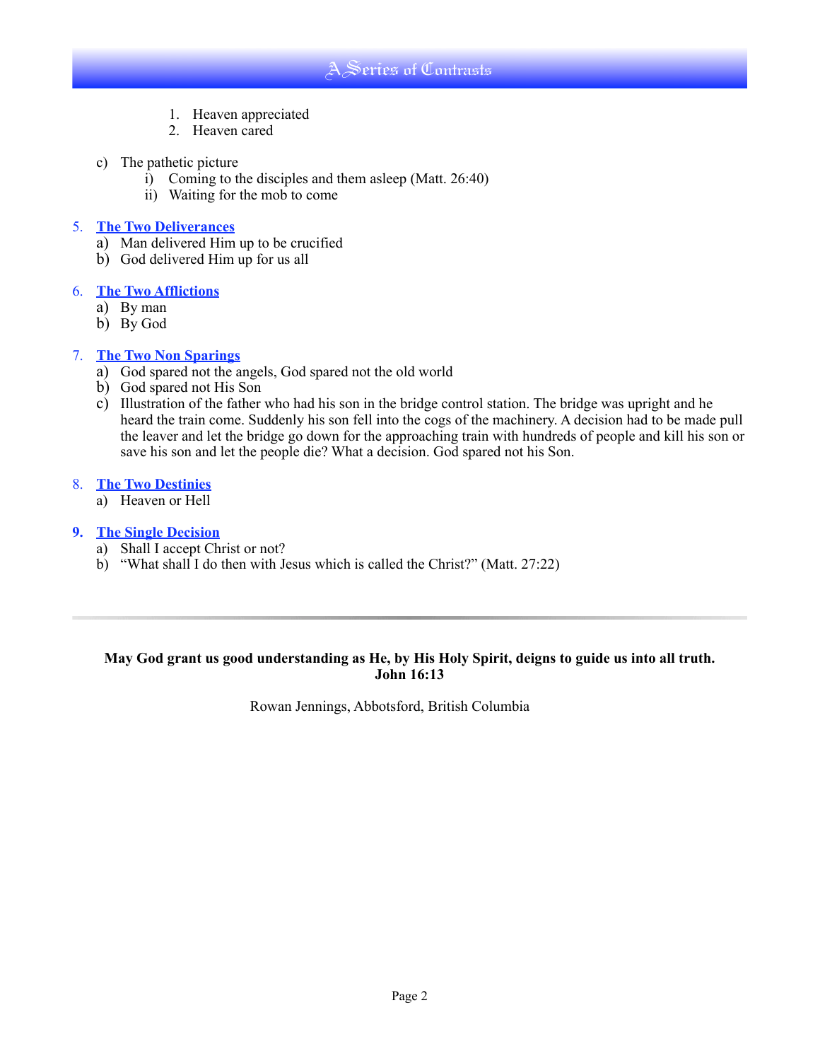1. Heaven appreciated
2. Heaven cared

c) The pathetic picture
   i) Coming to the disciples and them asleep (Matt. 26:40)
   ii) Waiting for the mob to come

5. **The Two Deliverances**
   a) Man delivered Him up to be crucified
   b) God delivered Him up for us all

6. **The Two Afflictions**
   a) By man
   b) By God

7. **The Two Non Sparings**
   a) God spared not the angels, God spared not the old world
   b) God spared not His Son
   c) Illustration of the father who had his son in the bridge control station. The bridge was upright and he heard the train come. Suddenly his son fell into the cogs of the machinery. A decision had to be made pull the leaver and let the bridge go down for the approaching train with hundreds of people and kill his son or save his son and let the people die? What a decision. God spared not his Son.

8. **The Two Destinies**
   a) Heaven or Hell

9. **The Single Decision**
   a) Shall I accept Christ or not?
   b) "What shall I do then with Jesus which is called the Christ?" (Matt. 27:22)

---

**May God grant us good understanding as He, by His Holy Spirit, deigns to guide us into all truth. John 16:13**

Rowan Jennings, Abbotsford, British Columbia